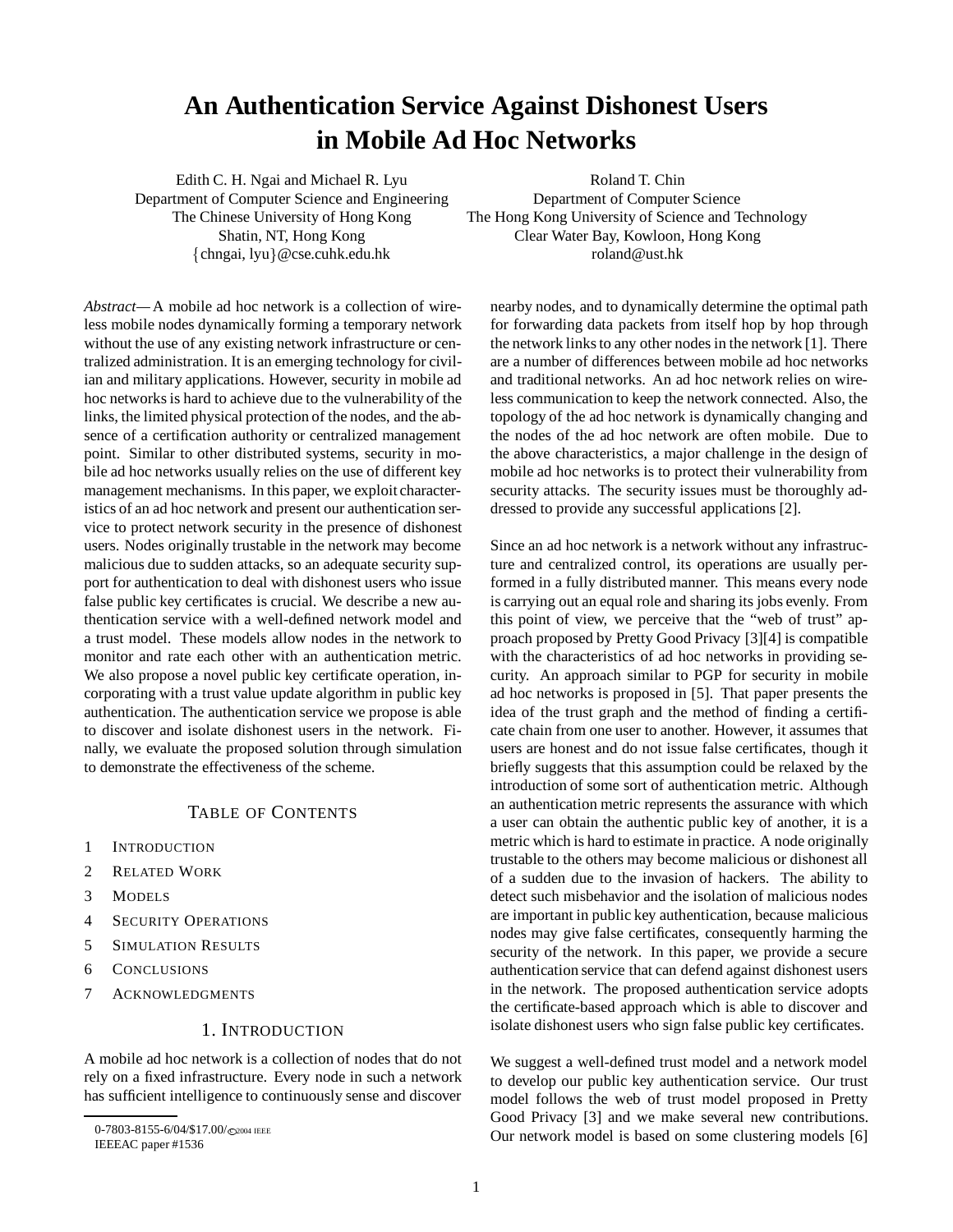# An Authentication Service Against Dishonest Users in Mobile Ad Hoc Networks

Edith C. H. Ngai and Michael R. Lyu
Department of Computer Science and Engineering
The Chinese University of Hong Kong
Shatin, NT, Hong Kong
{chngai, lyu}@cse.cuhk.edu.hk

Roland T. Chin
Department of Computer Science
The Hong Kong University of Science and Technology
Clear Water Bay, Kowloon, Hong Kong
roland@ust.hk

*Abstract*— A mobile ad hoc network is a collection of wireless mobile nodes dynamically forming a temporary network without the use of any existing network infrastructure or centralized administration. It is an emerging technology for civilian and military applications. However, security in mobile ad hoc networks is hard to achieve due to the vulnerability of the links, the limited physical protection of the nodes, and the absence of a certification authority or centralized management point. Similar to other distributed systems, security in mobile ad hoc networks usually relies on the use of different key management mechanisms. In this paper, we exploit characteristics of an ad hoc network and present our authentication service to protect network security in the presence of dishonest users. Nodes originally trustable in the network may become malicious due to sudden attacks, so an adequate security support for authentication to deal with dishonest users who issue false public key certificates is crucial. We describe a new authentication service with a well-defined network model and a trust model. These models allow nodes in the network to monitor and rate each other with an authentication metric. We also propose a novel public key certificate operation, incorporating with a trust value update algorithm in public key authentication. The authentication service we propose is able to discover and isolate dishonest users in the network. Finally, we evaluate the proposed solution through simulation to demonstrate the effectiveness of the scheme.

## Table of Contents

1 Introduction
2 Related Work
3 Models
4 Security Operations
5 Simulation Results
6 Conclusions
7 Acknowledgments

## 1. Introduction

A mobile ad hoc network is a collection of nodes that do not rely on a fixed infrastructure. Every node in such a network has sufficient intelligence to continuously sense and discover nearby nodes, and to dynamically determine the optimal path for forwarding data packets from itself hop by hop through the network links to any other nodes in the network [1]. There are a number of differences between mobile ad hoc networks and traditional networks. An ad hoc network relies on wireless communication to keep the network connected. Also, the topology of the ad hoc network is dynamically changing and the nodes of the ad hoc network are often mobile. Due to the above characteristics, a major challenge in the design of mobile ad hoc networks is to protect their vulnerability from security attacks. The security issues must be thoroughly addressed to provide any successful applications [2].

Since an ad hoc network is a network without any infrastructure and centralized control, its operations are usually performed in a fully distributed manner. This means every node is carrying out an equal role and sharing its jobs evenly. From this point of view, we perceive that the "web of trust" approach proposed by Pretty Good Privacy [3][4] is compatible with the characteristics of ad hoc networks in providing security. An approach similar to PGP for security in mobile ad hoc networks is proposed in [5]. That paper presents the idea of the trust graph and the method of finding a certificate chain from one user to another. However, it assumes that users are honest and do not issue false certificates, though it briefly suggests that this assumption could be relaxed by the introduction of some sort of authentication metric. Although an authentication metric represents the assurance with which a user can obtain the authentic public key of another, it is a metric which is hard to estimate in practice. A node originally trustable to the others may become malicious or dishonest all of a sudden due to the invasion of hackers. The ability to detect such misbehavior and the isolation of malicious nodes are important in public key authentication, because malicious nodes may give false certificates, consequently harming the security of the network. In this paper, we provide a secure authentication service that can defend against dishonest users in the network. The proposed authentication service adopts the certificate-based approach which is able to discover and isolate dishonest users who sign false public key certificates.

We suggest a well-defined trust model and a network model to develop our public key authentication service. Our trust model follows the web of trust model proposed in Pretty Good Privacy [3] and we make several new contributions. Our network model is based on some clustering models [6]

0-7803-8155-6/04/$17.00/©2004 IEEE
IEEEAC paper #1536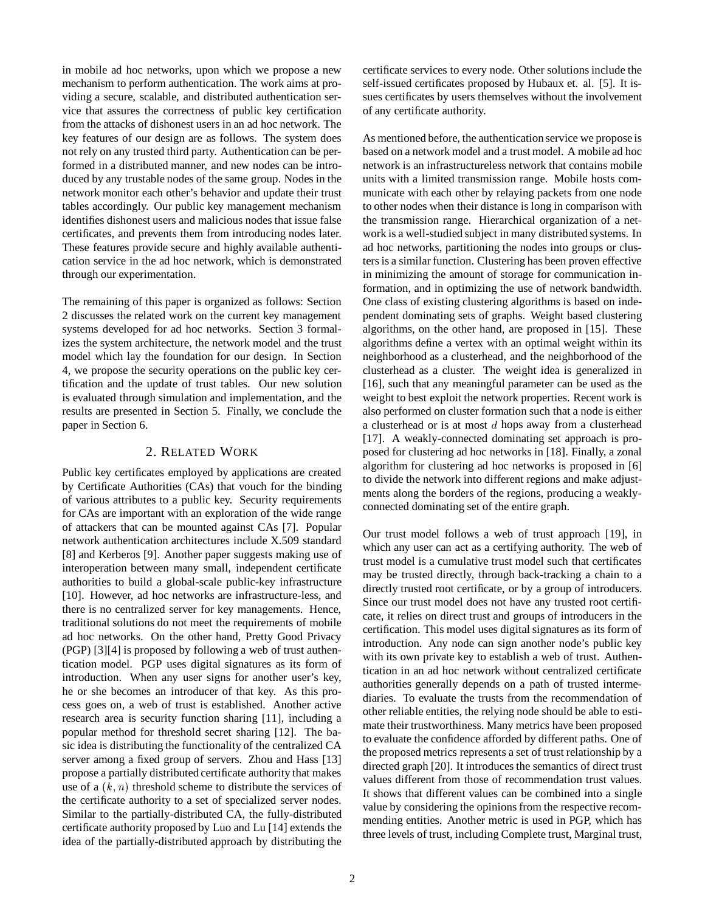in mobile ad hoc networks, upon which we propose a new mechanism to perform authentication. The work aims at providing a secure, scalable, and distributed authentication service that assures the correctness of public key certification from the attacks of dishonest users in an ad hoc network. The key features of our design are as follows. The system does not rely on any trusted third party. Authentication can be performed in a distributed manner, and new nodes can be introduced by any trustable nodes of the same group. Nodes in the network monitor each other's behavior and update their trust tables accordingly. Our public key management mechanism identifies dishonest users and malicious nodes that issue false certificates, and prevents them from introducing nodes later. These features provide secure and highly available authentication service in the ad hoc network, which is demonstrated through our experimentation.

The remaining of this paper is organized as follows: Section 2 discusses the related work on the current key management systems developed for ad hoc networks. Section 3 formalizes the system architecture, the network model and the trust model which lay the foundation for our design. In Section 4, we propose the security operations on the public key certification and the update of trust tables. Our new solution is evaluated through simulation and implementation, and the results are presented in Section 5. Finally, we conclude the paper in Section 6.

## 2. Related Work

Public key certificates employed by applications are created by Certificate Authorities (CAs) that vouch for the binding of various attributes to a public key. Security requirements for CAs are important with an exploration of the wide range of attackers that can be mounted against CAs [7]. Popular network authentication architectures include X.509 standard [8] and Kerberos [9]. Another paper suggests making use of interoperation between many small, independent certificate authorities to build a global-scale public-key infrastructure [10]. However, ad hoc networks are infrastructure-less, and there is no centralized server for key managements. Hence, traditional solutions do not meet the requirements of mobile ad hoc networks. On the other hand, Pretty Good Privacy (PGP) [3][4] is proposed by following a web of trust authentication model. PGP uses digital signatures as its form of introduction. When any user signs for another user's key, he or she becomes an introducer of that key. As this process goes on, a web of trust is established. Another active research area is security function sharing [11], including a popular method for threshold secret sharing [12]. The basic idea is distributing the functionality of the centralized CA server among a fixed group of servers. Zhou and Hass [13] propose a partially distributed certificate authority that makes use of a $(k, n)$ threshold scheme to distribute the services of the certificate authority to a set of specialized server nodes. Similar to the partially-distributed CA, the fully-distributed certificate authority proposed by Luo and Lu [14] extends the idea of the partially-distributed approach by distributing the certificate services to every node. Other solutions include the self-issued certificates proposed by Hubaux et. al. [5]. It issues certificates by users themselves without the involvement of any certificate authority.

As mentioned before, the authentication service we propose is based on a network model and a trust model. A mobile ad hoc network is an infrastructureless network that contains mobile units with a limited transmission range. Mobile hosts communicate with each other by relaying packets from one node to other nodes when their distance is long in comparison with the transmission range. Hierarchical organization of a network is a well-studied subject in many distributed systems. In ad hoc networks, partitioning the nodes into groups or clusters is a similar function. Clustering has been proven effective in minimizing the amount of storage for communication information, and in optimizing the use of network bandwidth. One class of existing clustering algorithms is based on independent dominating sets of graphs. Weight based clustering algorithms, on the other hand, are proposed in [15]. These algorithms define a vertex with an optimal weight within its neighborhood as a clusterhead, and the neighborhood of the clusterhead as a cluster. The weight idea is generalized in [16], such that any meaningful parameter can be used as the weight to best exploit the network properties. Recent work is also performed on cluster formation such that a node is either a clusterhead or is at most $d$ hops away from a clusterhead [17]. A weakly-connected dominating set approach is proposed for clustering ad hoc networks in [18]. Finally, a zonal algorithm for clustering ad hoc networks is proposed in [6] to divide the network into different regions and make adjustments along the borders of the regions, producing a weakly-connected dominating set of the entire graph.

Our trust model follows a web of trust approach [19], in which any user can act as a certifying authority. The web of trust model is a cumulative trust model such that certificates may be trusted directly, through back-tracking a chain to a directly trusted root certificate, or by a group of introducers. Since our trust model does not have any trusted root certificate, it relies on direct trust and groups of introducers in the certification. This model uses digital signatures as its form of introduction. Any node can sign another node's public key with its own private key to establish a web of trust. Authentication in an ad hoc network without centralized certificate authorities generally depends on a path of trusted intermediaries. To evaluate the trusts from the recommendation of other reliable entities, the relying node should be able to estimate their trustworthiness. Many metrics have been proposed to evaluate the confidence afforded by different paths. One of the proposed metrics represents a set of trust relationship by a directed graph [20]. It introduces the semantics of direct trust values different from those of recommendation trust values. It shows that different values can be combined into a single value by considering the opinions from the respective recommending entities. Another metric is used in PGP, which has three levels of trust, including Complete trust, Marginal trust,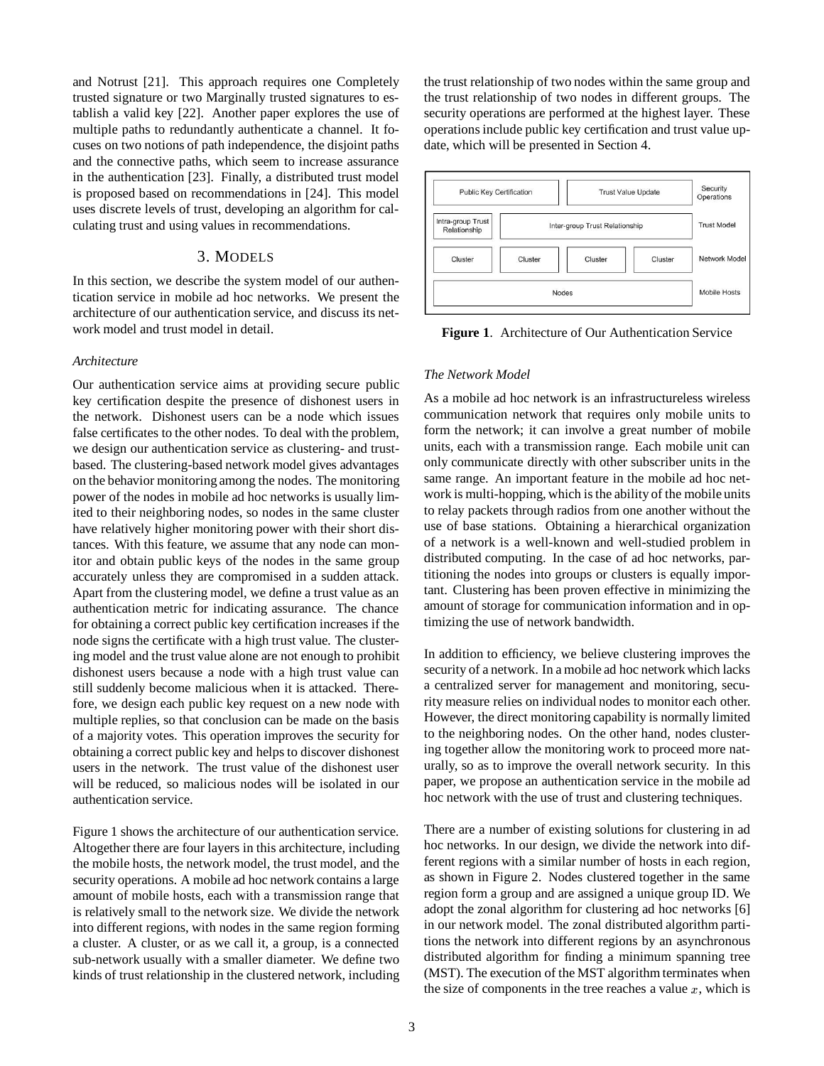and Notrust [21]. This approach requires one Completely trusted signature or two Marginally trusted signatures to establish a valid key [22]. Another paper explores the use of multiple paths to redundantly authenticate a channel. It focuses on two notions of path independence, the disjoint paths and the connective paths, which seem to increase assurance in the authentication [23]. Finally, a distributed trust model is proposed based on recommendations in [24]. This model uses discrete levels of trust, developing an algorithm for calculating trust and using values in recommendations.

## 3. MODELS

In this section, we describe the system model of our authentication service in mobile ad hoc networks. We present the architecture of our authentication service, and discuss its network model and trust model in detail.

### *Architecture*

Our authentication service aims at providing secure public key certification despite the presence of dishonest users in the network. Dishonest users can be a node which issues false certificates to the other nodes. To deal with the problem, we design our authentication service as clustering- and trust-based. The clustering-based network model gives advantages on the behavior monitoring among the nodes. The monitoring power of the nodes in mobile ad hoc networks is usually limited to their neighboring nodes, so nodes in the same cluster have relatively higher monitoring power with their short distances. With this feature, we assume that any node can monitor and obtain public keys of the nodes in the same group accurately unless they are compromised in a sudden attack. Apart from the clustering model, we define a trust value as an authentication metric for indicating assurance. The chance for obtaining a correct public key certification increases if the node signs the certificate with a high trust value. The clustering model and the trust value alone are not enough to prohibit dishonest users because a node with a high trust value can still suddenly become malicious when it is attacked. Therefore, we design each public key request on a new node with multiple replies, so that conclusion can be made on the basis of a majority votes. This operation improves the security for obtaining a correct public key and helps to discover dishonest users in the network. The trust value of the dishonest user will be reduced, so malicious nodes will be isolated in our authentication service.

Figure 1 shows the architecture of our authentication service. Altogether there are four layers in this architecture, including the mobile hosts, the network model, the trust model, and the security operations. A mobile ad hoc network contains a large amount of mobile hosts, each with a transmission range that is relatively small to the network size. We divide the network into different regions, with nodes in the same region forming a cluster. A cluster, or as we call it, a group, is a connected sub-network usually with a smaller diameter. We define two kinds of trust relationship in the clustered network, including the trust relationship of two nodes within the same group and the trust relationship of two nodes in different groups. The security operations are performed at the highest layer. These operations include public key certification and trust value update, which will be presented in Section 4.

Public Key Certification
Trust Value Update
Security Operations
Intra-group Trust Relationship
Inter-group Trust Relationship
Trust Model
Cluster
Cluster
Cluster
Cluster
Network Model
Nodes
Mobile Hosts

**Figure 1**. Architecture of Our Authentication Service

### *The Network Model*

As a mobile ad hoc network is an infrastructureless wireless communication network that requires only mobile units to form the network; it can involve a great number of mobile units, each with a transmission range. Each mobile unit can only communicate directly with other subscriber units in the same range. An important feature in the mobile ad hoc network is multi-hopping, which is the ability of the mobile units to relay packets through radios from one another without the use of base stations. Obtaining a hierarchical organization of a network is a well-known and well-studied problem in distributed computing. In the case of ad hoc networks, partitioning the nodes into groups or clusters is equally important. Clustering has been proven effective in minimizing the amount of storage for communication information and in optimizing the use of network bandwidth.

In addition to efficiency, we believe clustering improves the security of a network. In a mobile ad hoc network which lacks a centralized server for management and monitoring, security measure relies on individual nodes to monitor each other. However, the direct monitoring capability is normally limited to the neighboring nodes. On the other hand, nodes clustering together allow the monitoring work to proceed more naturally, so as to improve the overall network security. In this paper, we propose an authentication service in the mobile ad hoc network with the use of trust and clustering techniques.

There are a number of existing solutions for clustering in ad hoc networks. In our design, we divide the network into different regions with a similar number of hosts in each region, as shown in Figure 2. Nodes clustered together in the same region form a group and are assigned a unique group ID. We adopt the zonal algorithm for clustering ad hoc networks [6] in our network model. The zonal distributed algorithm partitions the network into different regions by an asynchronous distributed algorithm for finding a minimum spanning tree (MST). The execution of the MST algorithm terminates when the size of components in the tree reaches a value $x$, which is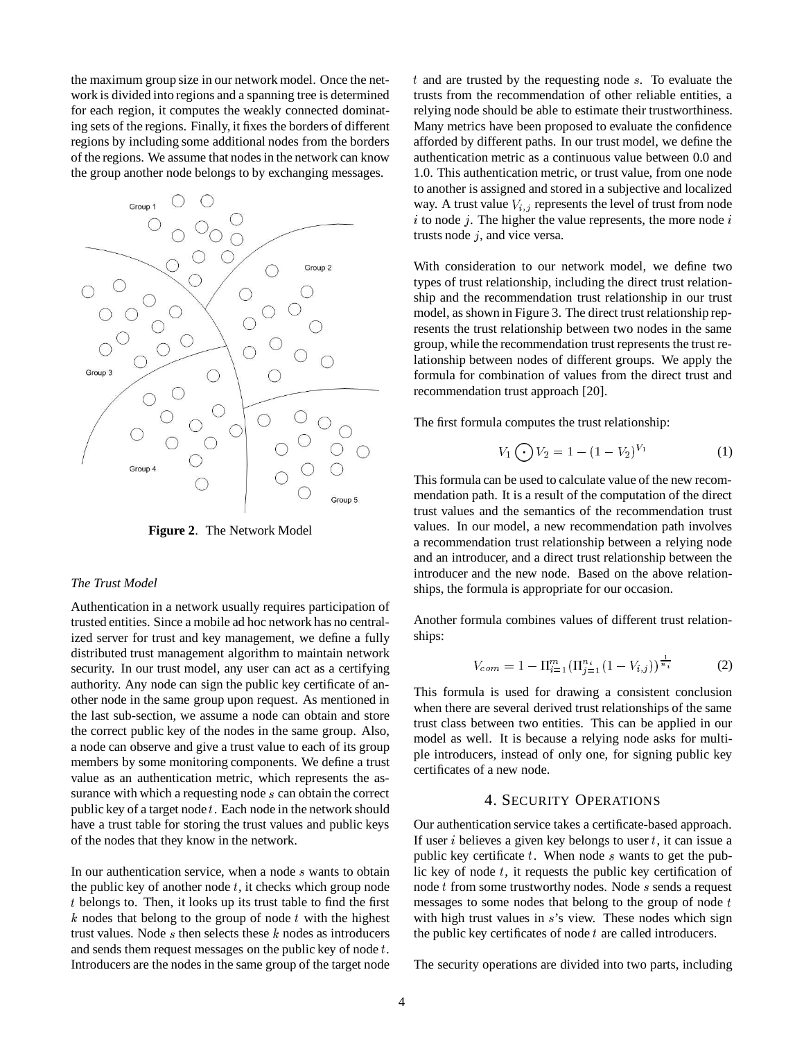the maximum group size in our network model. Once the network is divided into regions and a spanning tree is determined for each region, it computes the weakly connected dominating sets of the regions. Finally, it fixes the borders of different regions by including some additional nodes from the borders of the regions. We assume that nodes in the network can know the group another node belongs to by exchanging messages.

**Figure 2**. The Network Model

*The Trust Model*

Authentication in a network usually requires participation of trusted entities. Since a mobile ad hoc network has no centralized server for trust and key management, we define a fully distributed trust management algorithm to maintain network security. In our trust model, any user can act as a certifying authority. Any node can sign the public key certificate of another node in the same group upon request. As mentioned in the last sub-section, we assume a node can obtain and store the correct public key of the nodes in the same group. Also, a node can observe and give a trust value to each of its group members by some monitoring components. We define a trust value as an authentication metric, which represents the assurance with which a requesting node $s$ can obtain the correct public key of a target node $t$. Each node in the network should have a trust table for storing the trust values and public keys of the nodes that they know in the network.

In our authentication service, when a node $s$ wants to obtain the public key of another node $t$, it checks which group node $t$ belongs to. Then, it looks up its trust table to find the first $k$ nodes that belong to the group of node $t$ with the highest trust values. Node $s$ then selects these $k$ nodes as introducers and sends them request messages on the public key of node $t$. Introducers are the nodes in the same group of the target node $t$ and are trusted by the requesting node $s$. To evaluate the trusts from the recommendation of other reliable entities, a relying node should be able to estimate their trustworthiness. Many metrics have been proposed to evaluate the confidence afforded by different paths. In our trust model, we define the authentication metric as a continuous value between 0.0 and 1.0. This authentication metric, or trust value, from one node to another is assigned and stored in a subjective and localized way. A trust value $V_{i,j}$ represents the level of trust from node $i$ to node $j$. The higher the value represents, the more node $i$ trusts node $j$, and vice versa.

With consideration to our network model, we define two types of trust relationship, including the direct trust relationship and the recommendation trust relationship in our trust model, as shown in Figure 3. The direct trust relationship represents the trust relationship between two nodes in the same group, while the recommendation trust represents the trust relationship between nodes of different groups. We apply the formula for combination of values from the direct trust and recommendation trust approach [20].

The first formula computes the trust relationship:

$$V_1 \odot V_2 = 1 - (1 - V_2)^{V_1} \tag{1}$$

This formula can be used to calculate value of the new recommendation path. It is a result of the computation of the direct trust values and the semantics of the recommendation trust values. In our model, a new recommendation path involves a recommendation trust relationship between a relying node and an introducer, and a direct trust relationship between the introducer and the new node. Based on the above relationships, the formula is appropriate for our occasion.

Another formula combines values of different trust relationships:

$$V_{com} = 1 - \Pi_{i=1}^{m} (\Pi_{j=1}^{n_i} (1 - V_{i,j}))^{\frac{1}{n_i}} \tag{2}$$

This formula is used for drawing a consistent conclusion when there are several derived trust relationships of the same trust class between two entities. This can be applied in our model as well. It is because a relying node asks for multiple introducers, instead of only one, for signing public key certificates of a new node.

## 4. SECURITY OPERATIONS

Our authentication service takes a certificate-based approach. If user $i$ believes a given key belongs to user $t$, it can issue a public key certificate $t$. When node $s$ wants to get the public key of node $t$, it requests the public key certification of node $t$ from some trustworthy nodes. Node $s$ sends a request messages to some nodes that belong to the group of node $t$ with high trust values in $s$'s view. These nodes which sign the public key certificates of node $t$ are called introducers.

The security operations are divided into two parts, including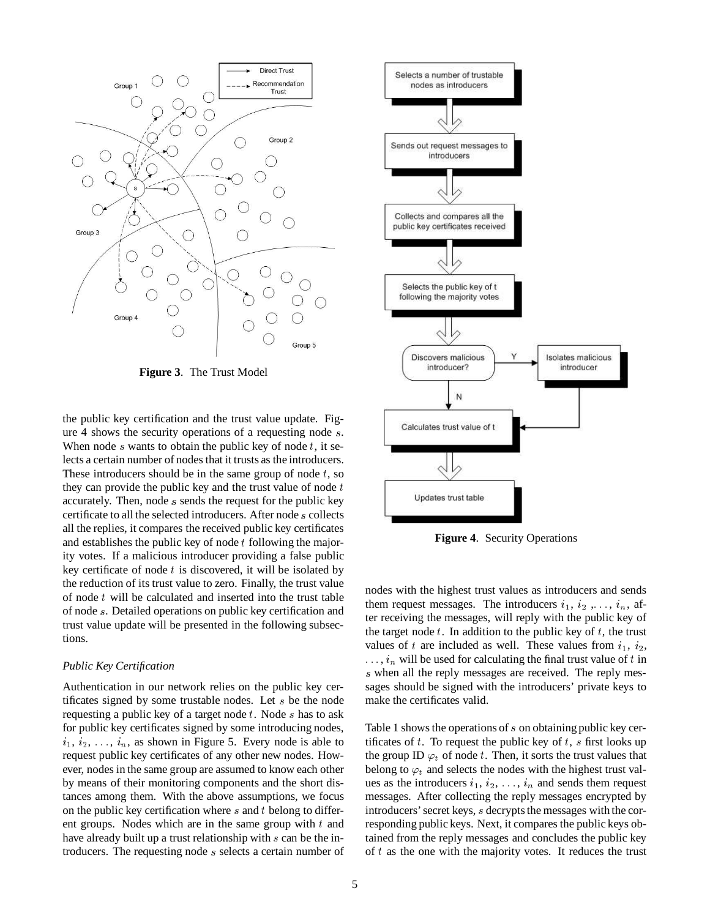**Figure 3**. The Trust Model

the public key certification and the trust value update. Figure 4 shows the security operations of a requesting node $s$. When node $s$ wants to obtain the public key of node $t$, it selects a certain number of nodes that it trusts as the introducers. These introducers should be in the same group of node $t$, so they can provide the public key and the trust value of node $t$ accurately. Then, node $s$ sends the request for the public key certificate to all the selected introducers. After node $s$ collects all the replies, it compares the received public key certificates and establishes the public key of node $t$ following the majority votes. If a malicious introducer providing a false public key certificate of node $t$ is discovered, it will be isolated by the reduction of its trust value to zero. Finally, the trust value of node $t$ will be calculated and inserted into the trust table of node $s$. Detailed operations on public key certification and trust value update will be presented in the following subsections.

*Public Key Certification*

Authentication in our network relies on the public key certificates signed by some trustable nodes. Let $s$ be the node requesting a public key of a target node $t$. Node $s$ has to ask for public key certificates signed by some introducing nodes, $i_1, i_2, \ldots, i_n$, as shown in Figure 5. Every node is able to request public key certificates of any other new nodes. However, nodes in the same group are assumed to know each other by means of their monitoring components and the short distances among them. With the above assumptions, we focus on the public key certification where $s$ and $t$ belong to different groups. Nodes which are in the same group with $t$ and have already built up a trust relationship with $s$ can be the introducers. The requesting node $s$ selects a certain number of nodes with the highest trust values as introducers and sends them request messages. The introducers $i_1, i_2, \ldots, i_n$, after receiving the messages, will reply with the public key of the target node $t$. In addition to the public key of $t$, the trust values of $t$ are included as well. These values from $i_1, i_2, \ldots, i_n$ will be used for calculating the final trust value of $t$ in $s$ when all the reply messages are received. The reply messages should be signed with the introducers' private keys to make the certificates valid.

**Figure 4**. Security Operations

Table 1 shows the operations of $s$ on obtaining public key certificates of $t$. To request the public key of $t$, $s$ first looks up the group ID $\varphi_t$ of node $t$. Then, it sorts the trust values that belong to $\varphi_t$ and selects the nodes with the highest trust values as the introducers $i_1, i_2, \ldots, i_n$ and sends them request messages. After collecting the reply messages encrypted by introducers' secret keys, $s$ decrypts the messages with the corresponding public keys. Next, it compares the public keys obtained from the reply messages and concludes the public key of $t$ as the one with the majority votes. It reduces the trust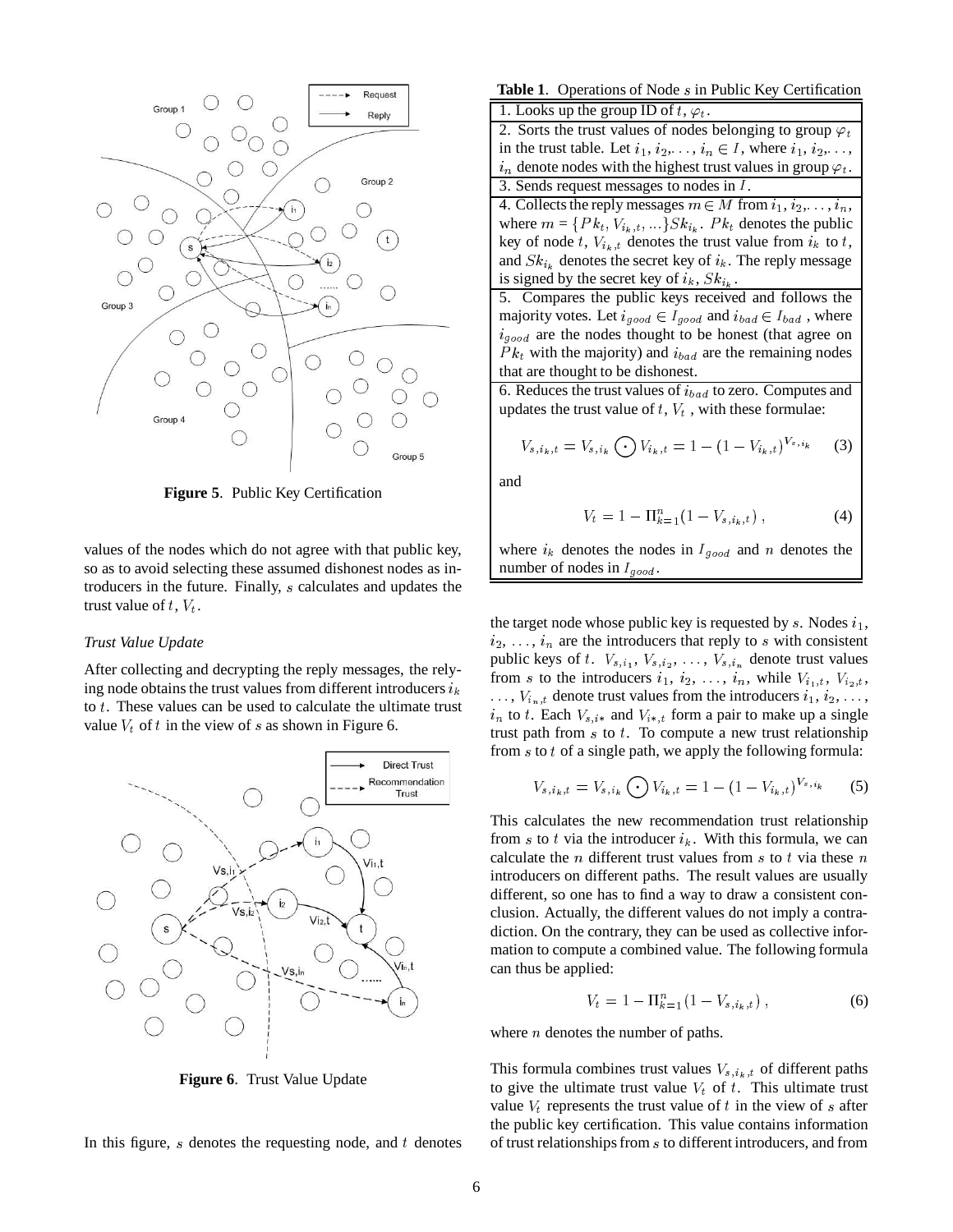Figure 5. Public Key Certification

values of the nodes which do not agree with that public key, so as to avoid selecting these assumed dishonest nodes as introducers in the future. Finally, $s$ calculates and updates the trust value of $t$, $V_t$.

*Trust Value Update*

After collecting and decrypting the reply messages, the relying node obtains the trust values from different introducers $i_k$ to $t$. These values can be used to calculate the ultimate trust value $V_t$ of $t$ in the view of $s$ as shown in Figure 6.

Figure 6. Trust Value Update

In this figure, $s$ denotes the requesting node, and $t$ denotes the target node whose public key is requested by $s$. Nodes $i_1$, $i_2$, ..., $i_n$ are the introducers that reply to $s$ with consistent public keys of $t$. $V_{s,i_1}$, $V_{s,i_2}$, ..., $V_{s,i_n}$ denote trust values from $s$ to the introducers $i_1$, $i_2$, ..., $i_n$, while $V_{i_1,t}$, $V_{i_2,t}$, ..., $V_{i_n,t}$ denote trust values from the introducers $i_1$, $i_2$, ..., $i_n$ to $t$. Each $V_{s,i*}$ and $V_{i*,t}$ form a pair to make up a single trust path from $s$ to $t$. To compute a new trust relationship from $s$ to $t$ of a single path, we apply the following formula:

$$V_{s,i_k,t} = V_{s,i_k} \odot V_{i_k,t} = 1 - (1 - V_{i_k,t})^{V_{s,i_k}} \quad (5)$$

This calculates the new recommendation trust relationship from $s$ to $t$ via the introducer $i_k$. With this formula, we can calculate the $n$ different trust values from $s$ to $t$ via these $n$ introducers on different paths. The result values are usually different, so one has to find a way to draw a consistent conclusion. Actually, the different values do not imply a contradiction. On the contrary, they can be used as collective information to compute a combined value. The following formula can thus be applied:

$$V_t = 1 - \Pi_{k=1}^{n}(1 - V_{s,i_k,t}), \quad (6)$$

where $n$ denotes the number of paths.

This formula combines trust values $V_{s,i_k,t}$ of different paths to give the ultimate trust value $V_t$ of $t$. This ultimate trust value $V_t$ represents the trust value of $t$ in the view of $s$ after the public key certification. This value contains information of trust relationships from $s$ to different introducers, and from

**Table 1**. Operations of Node $s$ in Public Key Certification

| |
|---|
| 1. Looks up the group ID of $t$, $\varphi_t$. |
| 2. Sorts the trust values of nodes belonging to group $\varphi_t$ in the trust table. Let $i_1, i_2, \ldots, i_n \in I$, where $i_1, i_2, \ldots, i_n$ denote nodes with the highest trust values in group $\varphi_t$. |
| 3. Sends request messages to nodes in $I$. |
| 4. Collects the reply messages $m \in M$ from $i_1, i_2, \ldots, i_n$, where $m = \{Pk_t, V_{i_k,t}, \ldots\}Sk_{i_k}$. $Pk_t$ denotes the public key of node $t$, $V_{i_k,t}$ denotes the trust value from $i_k$ to $t$, and $Sk_{i_k}$ denotes the secret key of $i_k$. The reply message is signed by the secret key of $i_k$, $Sk_{i_k}$. |
| 5. Compares the public keys received and follows the majority votes. Let $i_{good} \in I_{good}$ and $i_{bad} \in I_{bad}$, where $i_{good}$ are the nodes thought to be honest (that agree on $Pk_t$ with the majority) and $i_{bad}$ are the remaining nodes that are thought to be dishonest. |
| 6. Reduces the trust values of $i_{bad}$ to zero. Computes and updates the trust value of $t$, $V_t$, with these formulae: $$V_{s,i_k,t} = V_{s,i_k} \odot V_{i_k,t} = 1 - (1 - V_{i_k,t})^{V_{s,i_k}} \quad (3)$$ and $$V_t = 1 - \Pi_{k=1}^{n}(1 - V_{s,i_k,t}), \quad (4)$$ where $i_k$ denotes the nodes in $I_{good}$ and $n$ denotes the number of nodes in $I_{good}$. |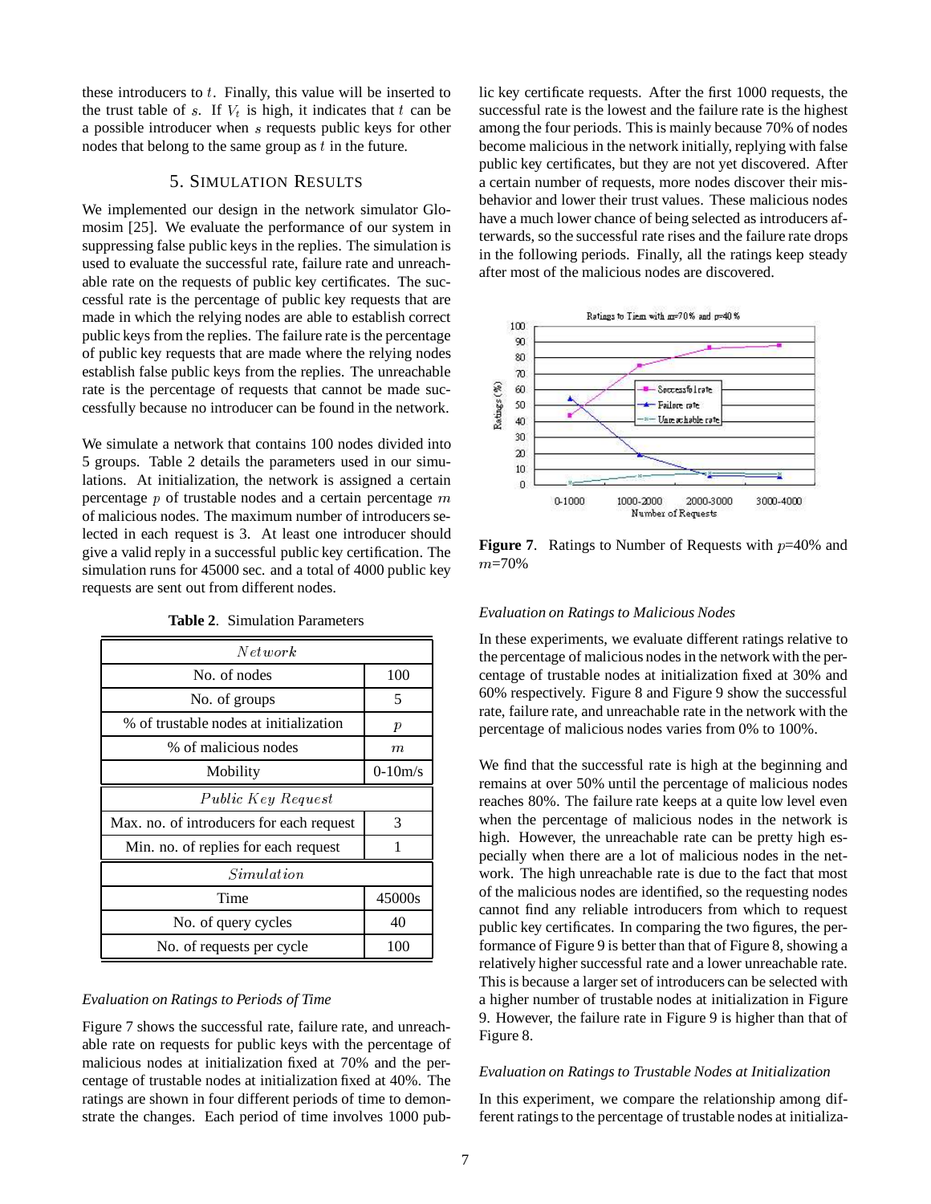these introducers to $t$. Finally, this value will be inserted to the trust table of $s$. If $V_t$ is high, it indicates that $t$ can be a possible introducer when $s$ requests public keys for other nodes that belong to the same group as $t$ in the future.

## 5. Simulation Results

We implemented our design in the network simulator Glomosim [25]. We evaluate the performance of our system in suppressing false public keys in the replies. The simulation is used to evaluate the successful rate, failure rate and unreachable rate on the requests of public key certificates. The successful rate is the percentage of public key requests that are made in which the relying nodes are able to establish correct public keys from the replies. The failure rate is the percentage of public key requests that are made where the relying nodes establish false public keys from the replies. The unreachable rate is the percentage of requests that cannot be made successfully because no introducer can be found in the network.

We simulate a network that contains 100 nodes divided into 5 groups. Table 2 details the parameters used in our simulations. At initialization, the network is assigned a certain percentage $p$ of trustable nodes and a certain percentage $m$ of malicious nodes. The maximum number of introducers selected in each request is 3. At least one introducer should give a valid reply in a successful public key certification. The simulation runs for 45000 sec. and a total of 4000 public key requests are sent out from different nodes.

**Table 2**. Simulation Parameters

| *Network* | |
|---|---|
| No. of nodes | 100 |
| No. of groups | 5 |
| % of trustable nodes at initialization | $p$ |
| % of malicious nodes | $m$ |
| Mobility | 0-10m/s |
| *Public Key Request* | |
| Max. no. of introducers for each request | 3 |
| Min. no. of replies for each request | 1 |
| *Simulation* | |
| Time | 45000s |
| No. of query cycles | 40 |
| No. of requests per cycle | 100 |

### *Evaluation on Ratings to Periods of Time*

Figure 7 shows the successful rate, failure rate, and unreachable rate on requests for public keys with the percentage of malicious nodes at initialization fixed at 70% and the percentage of trustable nodes at initialization fixed at 40%. The ratings are shown in four different periods of time to demonstrate the changes. Each period of time involves 1000 public key certificate requests. After the first 1000 requests, the successful rate is the lowest and the failure rate is the highest among the four periods. This is mainly because 70% of nodes become malicious in the network initially, replying with false public key certificates, but they are not yet discovered. After a certain number of requests, more nodes discover their misbehavior and lower their trust values. These malicious nodes have a much lower chance of being selected as introducers afterwards, so the successful rate rises and the failure rate drops in the following periods. Finally, all the ratings keep steady after most of the malicious nodes are discovered.

**Figure 7**. Ratings to Number of Requests with $p$=40% and $m$=70%

### *Evaluation on Ratings to Malicious Nodes*

In these experiments, we evaluate different ratings relative to the percentage of malicious nodes in the network with the percentage of trustable nodes at initialization fixed at 30% and 60% respectively. Figure 8 and Figure 9 show the successful rate, failure rate, and unreachable rate in the network with the percentage of malicious nodes varies from 0% to 100%.

We find that the successful rate is high at the beginning and remains at over 50% until the percentage of malicious nodes reaches 80%. The failure rate keeps at a quite low level even when the percentage of malicious nodes in the network is high. However, the unreachable rate can be pretty high especially when there are a lot of malicious nodes in the network. The high unreachable rate is due to the fact that most of the malicious nodes are identified, so the requesting nodes cannot find any reliable introducers from which to request public key certificates. In comparing the two figures, the performance of Figure 9 is better than that of Figure 8, showing a relatively higher successful rate and a lower unreachable rate. This is because a larger set of introducers can be selected with a higher number of trustable nodes at initialization in Figure 9. However, the failure rate in Figure 9 is higher than that of Figure 8.

### *Evaluation on Ratings to Trustable Nodes at Initialization*

In this experiment, we compare the relationship among different ratings to the percentage of trustable nodes at initializa-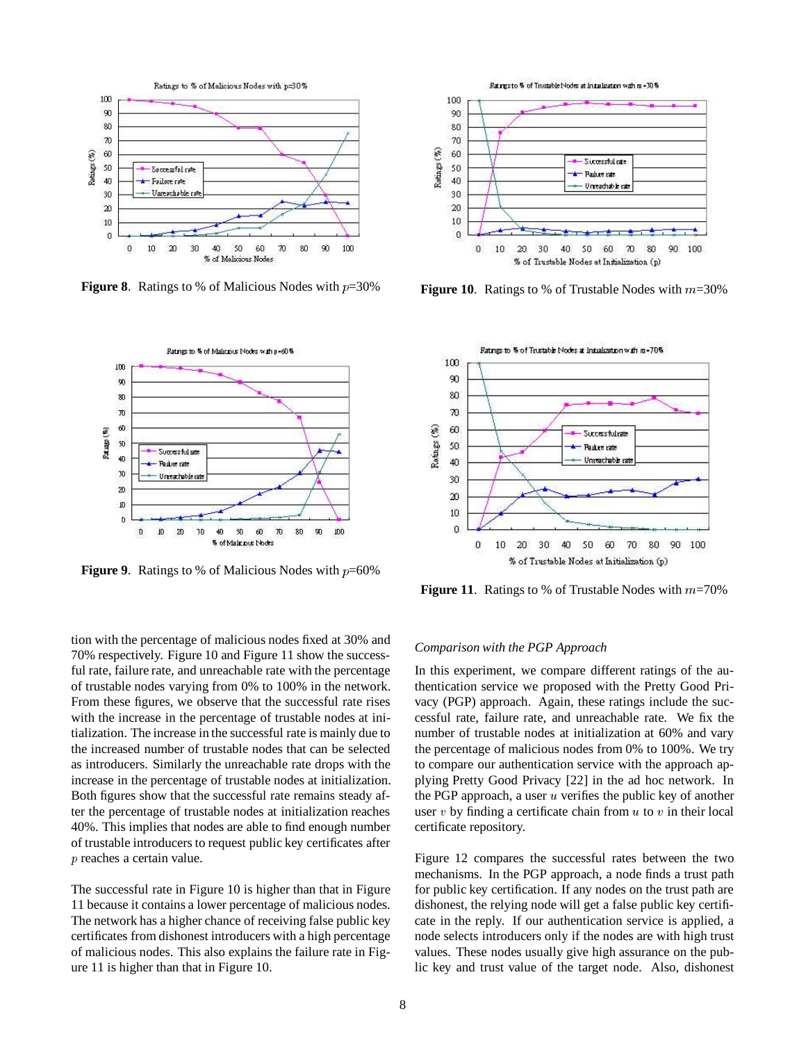**Figure 8**. Ratings to % of Malicious Nodes with $p$=30%

**Figure 9**. Ratings to % of Malicious Nodes with $p$=60%

**Figure 10**. Ratings to % of Trustable Nodes with $m$=30%

**Figure 11**. Ratings to % of Trustable Nodes with $m$=70%

tion with the percentage of malicious nodes fixed at 30% and 70% respectively. Figure 10 and Figure 11 show the successful rate, failure rate, and unreachable rate with the percentage of trustable nodes varying from 0% to 100% in the network. From these figures, we observe that the successful rate rises with the increase in the percentage of trustable nodes at initialization. The increase in the successful rate is mainly due to the increased number of trustable nodes that can be selected as introducers. Similarly the unreachable rate drops with the increase in the percentage of trustable nodes at initialization. Both figures show that the successful rate remains steady after the percentage of trustable nodes at initialization reaches 40%. This implies that nodes are able to find enough number of trustable introducers to request public key certificates after $p$ reaches a certain value.

The successful rate in Figure 10 is higher than that in Figure 11 because it contains a lower percentage of malicious nodes. The network has a higher chance of receiving false public key certificates from dishonest introducers with a high percentage of malicious nodes. This also explains the failure rate in Figure 11 is higher than that in Figure 10.

*Comparison with the PGP Approach*

In this experiment, we compare different ratings of the authentication service we proposed with the Pretty Good Privacy (PGP) approach. Again, these ratings include the successful rate, failure rate, and unreachable rate. We fix the number of trustable nodes at initialization at 60% and vary the percentage of malicious nodes from 0% to 100%. We try to compare our authentication service with the approach applying Pretty Good Privacy [22] in the ad hoc network. In the PGP approach, a user $u$ verifies the public key of another user $v$ by finding a certificate chain from $u$ to $v$ in their local certificate repository.

Figure 12 compares the successful rates between the two mechanisms. In the PGP approach, a node finds a trust path for public key certification. If any nodes on the trust path are dishonest, the relying node will get a false public key certificate in the reply. If our authentication service is applied, a node selects introducers only if the nodes are with high trust values. These nodes usually give high assurance on the public key and trust value of the target node. Also, dishonest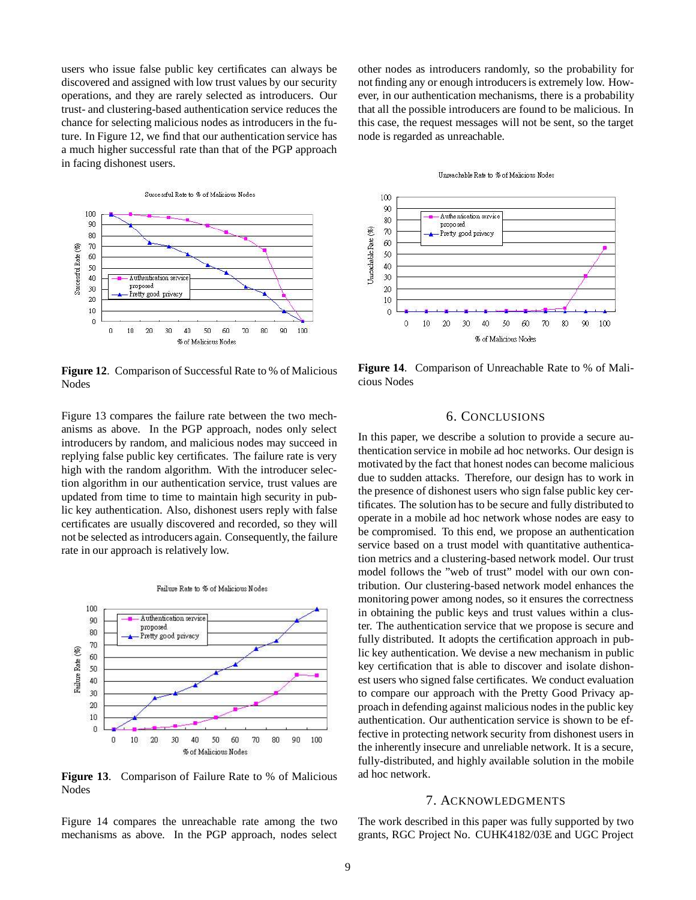users who issue false public key certificates can always be discovered and assigned with low trust values by our security operations, and they are rarely selected as introducers. Our trust- and clustering-based authentication service reduces the chance for selecting malicious nodes as introducers in the future. In Figure 12, we find that our authentication service has a much higher successful rate than that of the PGP approach in facing dishonest users.

**Figure 12**. Comparison of Successful Rate to % of Malicious Nodes

Figure 13 compares the failure rate between the two mechanisms as above. In the PGP approach, nodes only select introducers by random, and malicious nodes may succeed in replying false public key certificates. The failure rate is very high with the random algorithm. With the introducer selection algorithm in our authentication service, trust values are updated from time to time to maintain high security in public key authentication. Also, dishonest users reply with false certificates are usually discovered and recorded, so they will not be selected as introducers again. Consequently, the failure rate in our approach is relatively low.

**Figure 13**. Comparison of Failure Rate to % of Malicious Nodes

Figure 14 compares the unreachable rate among the two mechanisms as above. In the PGP approach, nodes select other nodes as introducers randomly, so the probability for not finding any or enough introducers is extremely low. However, in our authentication mechanisms, there is a probability that all the possible introducers are found to be malicious. In this case, the request messages will not be sent, so the target node is regarded as unreachable.

**Figure 14**. Comparison of Unreachable Rate to % of Malicious Nodes

## 6. Conclusions

In this paper, we describe a solution to provide a secure authentication service in mobile ad hoc networks. Our design is motivated by the fact that honest nodes can become malicious due to sudden attacks. Therefore, our design has to work in the presence of dishonest users who sign false public key certificates. The solution has to be secure and fully distributed to operate in a mobile ad hoc network whose nodes are easy to be compromised. To this end, we propose an authentication service based on a trust model with quantitative authentication metrics and a clustering-based network model. Our trust model follows the "web of trust" model with our own contribution. Our clustering-based network model enhances the monitoring power among nodes, so it ensures the correctness in obtaining the public keys and trust values within a cluster. The authentication service that we propose is secure and fully distributed. It adopts the certification approach in public key authentication. We devise a new mechanism in public key certification that is able to discover and isolate dishonest users who signed false certificates. We conduct evaluation to compare our approach with the Pretty Good Privacy approach in defending against malicious nodes in the public key authentication. Our authentication service is shown to be effective in protecting network security from dishonest users in the inherently insecure and unreliable network. It is a secure, fully-distributed, and highly available solution in the mobile ad hoc network.

## 7. Acknowledgments

The work described in this paper was fully supported by two grants, RGC Project No. CUHK4182/03E and UGC Project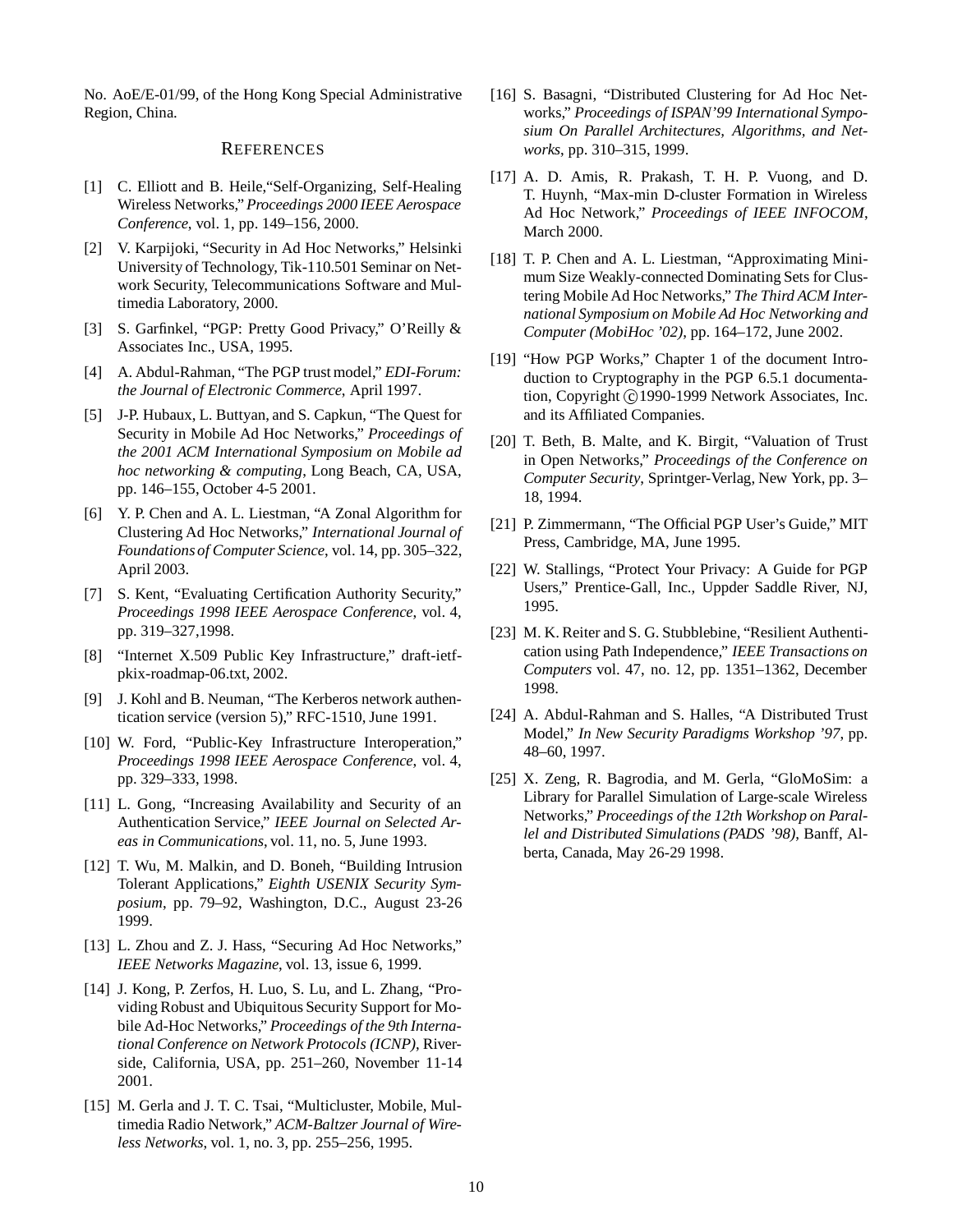No. AoE/E-01/99, of the Hong Kong Special Administrative Region, China.

## REFERENCES

[1] C. Elliott and B. Heile,"Self-Organizing, Self-Healing Wireless Networks," *Proceedings 2000 IEEE Aerospace Conference*, vol. 1, pp. 149–156, 2000.

[2] V. Karpijoki, "Security in Ad Hoc Networks," Helsinki University of Technology, Tik-110.501 Seminar on Network Security, Telecommunications Software and Multimedia Laboratory, 2000.

[3] S. Garfinkel, "PGP: Pretty Good Privacy," O'Reilly & Associates Inc., USA, 1995.

[4] A. Abdul-Rahman, "The PGP trust model," *EDI-Forum: the Journal of Electronic Commerce*, April 1997.

[5] J-P. Hubaux, L. Buttyan, and S. Capkun, "The Quest for Security in Mobile Ad Hoc Networks," *Proceedings of the 2001 ACM International Symposium on Mobile ad hoc networking & computing*, Long Beach, CA, USA, pp. 146–155, October 4-5 2001.

[6] Y. P. Chen and A. L. Liestman, "A Zonal Algorithm for Clustering Ad Hoc Networks," *International Journal of Foundations of Computer Science*, vol. 14, pp. 305–322, April 2003.

[7] S. Kent, "Evaluating Certification Authority Security," *Proceedings 1998 IEEE Aerospace Conference*, vol. 4, pp. 319–327,1998.

[8] "Internet X.509 Public Key Infrastructure," draft-ietf-pkix-roadmap-06.txt, 2002.

[9] J. Kohl and B. Neuman, "The Kerberos network authentication service (version 5)," RFC-1510, June 1991.

[10] W. Ford, "Public-Key Infrastructure Interoperation," *Proceedings 1998 IEEE Aerospace Conference*, vol. 4, pp. 329–333, 1998.

[11] L. Gong, "Increasing Availability and Security of an Authentication Service," *IEEE Journal on Selected Areas in Communications*, vol. 11, no. 5, June 1993.

[12] T. Wu, M. Malkin, and D. Boneh, "Building Intrusion Tolerant Applications," *Eighth USENIX Security Symposium*, pp. 79–92, Washington, D.C., August 23-26 1999.

[13] L. Zhou and Z. J. Hass, "Securing Ad Hoc Networks," *IEEE Networks Magazine*, vol. 13, issue 6, 1999.

[14] J. Kong, P. Zerfos, H. Luo, S. Lu, and L. Zhang, "Providing Robust and Ubiquitous Security Support for Mobile Ad-Hoc Networks," *Proceedings of the 9th International Conference on Network Protocols (ICNP)*, Riverside, California, USA, pp. 251–260, November 11-14 2001.

[15] M. Gerla and J. T. C. Tsai, "Multicluster, Mobile, Multimedia Radio Network," *ACM-Baltzer Journal of Wireless Networks*, vol. 1, no. 3, pp. 255–256, 1995.

[16] S. Basagni, "Distributed Clustering for Ad Hoc Networks," *Proceedings of ISPAN'99 International Symposium On Parallel Architectures, Algorithms, and Networks*, pp. 310–315, 1999.

[17] A. D. Amis, R. Prakash, T. H. P. Vuong, and D. T. Huynh, "Max-min D-cluster Formation in Wireless Ad Hoc Network," *Proceedings of IEEE INFOCOM*, March 2000.

[18] T. P. Chen and A. L. Liestman, "Approximating Minimum Size Weakly-connected Dominating Sets for Clustering Mobile Ad Hoc Networks," *The Third ACM International Symposium on Mobile Ad Hoc Networking and Computer (MobiHoc '02)*, pp. 164–172, June 2002.

[19] "How PGP Works," Chapter 1 of the document Introduction to Cryptography in the PGP 6.5.1 documentation, Copyright ©1990-1999 Network Associates, Inc. and its Affiliated Companies.

[20] T. Beth, B. Malte, and K. Birgit, "Valuation of Trust in Open Networks," *Proceedings of the Conference on Computer Security*, Sprintger-Verlag, New York, pp. 3–18, 1994.

[21] P. Zimmermann, "The Official PGP User's Guide," MIT Press, Cambridge, MA, June 1995.

[22] W. Stallings, "Protect Your Privacy: A Guide for PGP Users," Prentice-Gall, Inc., Uppder Saddle River, NJ, 1995.

[23] M. K. Reiter and S. G. Stubblebine, "Resilient Authentication using Path Independence," *IEEE Transactions on Computers* vol. 47, no. 12, pp. 1351–1362, December 1998.

[24] A. Abdul-Rahman and S. Halles, "A Distributed Trust Model," *In New Security Paradigms Workshop '97*, pp. 48–60, 1997.

[25] X. Zeng, R. Bagrodia, and M. Gerla, "GloMoSim: a Library for Parallel Simulation of Large-scale Wireless Networks," *Proceedings of the 12th Workshop on Parallel and Distributed Simulations (PADS '98)*, Banff, Alberta, Canada, May 26-29 1998.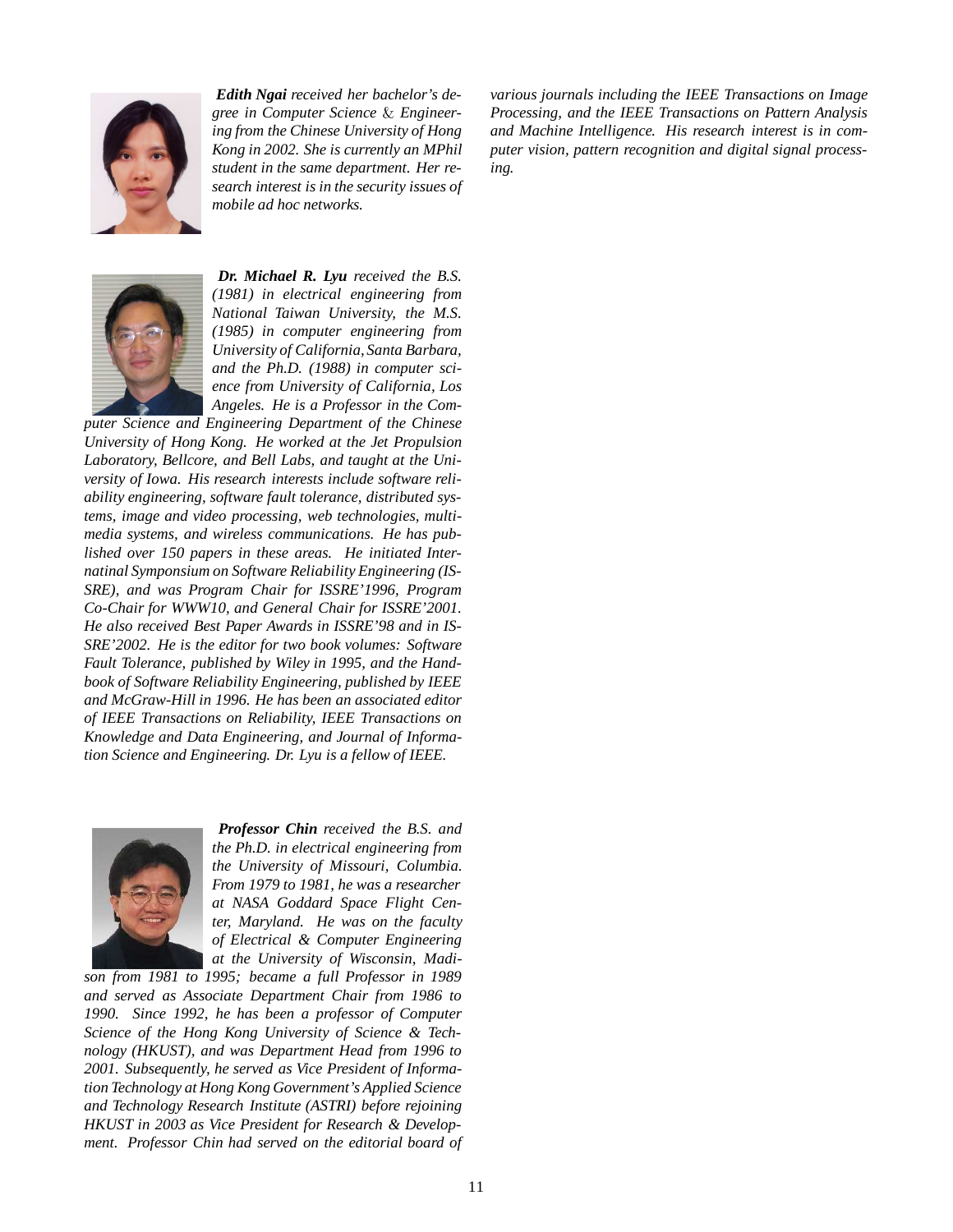***Edith Ngai*** *received her bachelor's degree in Computer Science & Engineering from the Chinese University of Hong Kong in 2002. She is currently an MPhil student in the same department. Her research interest is in the security issues of mobile ad hoc networks.*

***Dr. Michael R. Lyu*** *received the B.S. (1981) in electrical engineering from National Taiwan University, the M.S. (1985) in computer engineering from University of California, Santa Barbara, and the Ph.D. (1988) in computer science from University of California, Los Angeles. He is a Professor in the Computer Science and Engineering Department of the Chinese University of Hong Kong. He worked at the Jet Propulsion Laboratory, Bellcore, and Bell Labs, and taught at the University of Iowa. His research interests include software reliability engineering, software fault tolerance, distributed systems, image and video processing, web technologies, multimedia systems, and wireless communications. He has published over 150 papers in these areas. He initiated Internatinal Symponsium on Software Reliability Engineering (ISSRE), and was Program Chair for ISSRE'1996, Program Co-Chair for WWW10, and General Chair for ISSRE'2001. He also received Best Paper Awards in ISSRE'98 and in ISSRE'2002. He is the editor for two book volumes: Software Fault Tolerance, published by Wiley in 1995, and the Handbook of Software Reliability Engineering, published by IEEE and McGraw-Hill in 1996. He has been an associated editor of IEEE Transactions on Reliability, IEEE Transactions on Knowledge and Data Engineering, and Journal of Information Science and Engineering. Dr. Lyu is a fellow of IEEE.*

***Professor Chin*** *received the B.S. and the Ph.D. in electrical engineering from the University of Missouri, Columbia. From 1979 to 1981, he was a researcher at NASA Goddard Space Flight Center, Maryland. He was on the faculty of Electrical & Computer Engineering at the University of Wisconsin, Madison from 1981 to 1995; became a full Professor in 1989 and served as Associate Department Chair from 1986 to 1990. Since 1992, he has been a professor of Computer Science of the Hong Kong University of Science & Technology (HKUST), and was Department Head from 1996 to 2001. Subsequently, he served as Vice President of Information Technology at Hong Kong Government's Applied Science and Technology Research Institute (ASTRI) before rejoining HKUST in 2003 as Vice President for Research & Development. Professor Chin had served on the editorial board of various journals including the IEEE Transactions on Image Processing, and the IEEE Transactions on Pattern Analysis and Machine Intelligence. His research interest is in computer vision, pattern recognition and digital signal processing.*